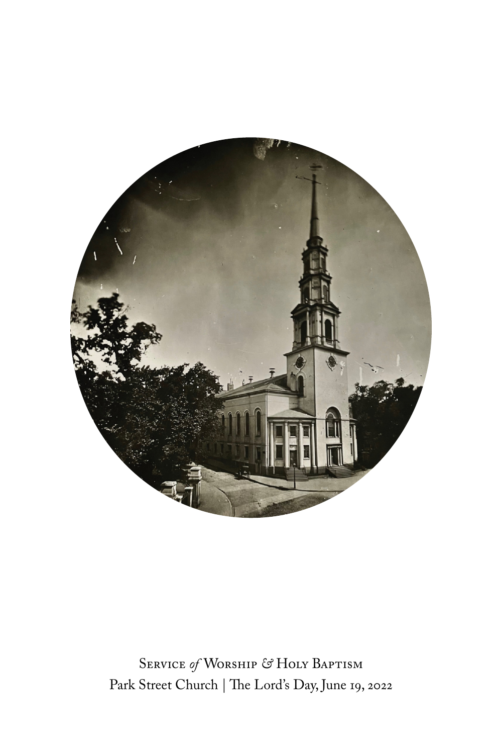# Service *of* Worship & Holy Baptism

Park Street Church | The Lord's Day, June 19, 2022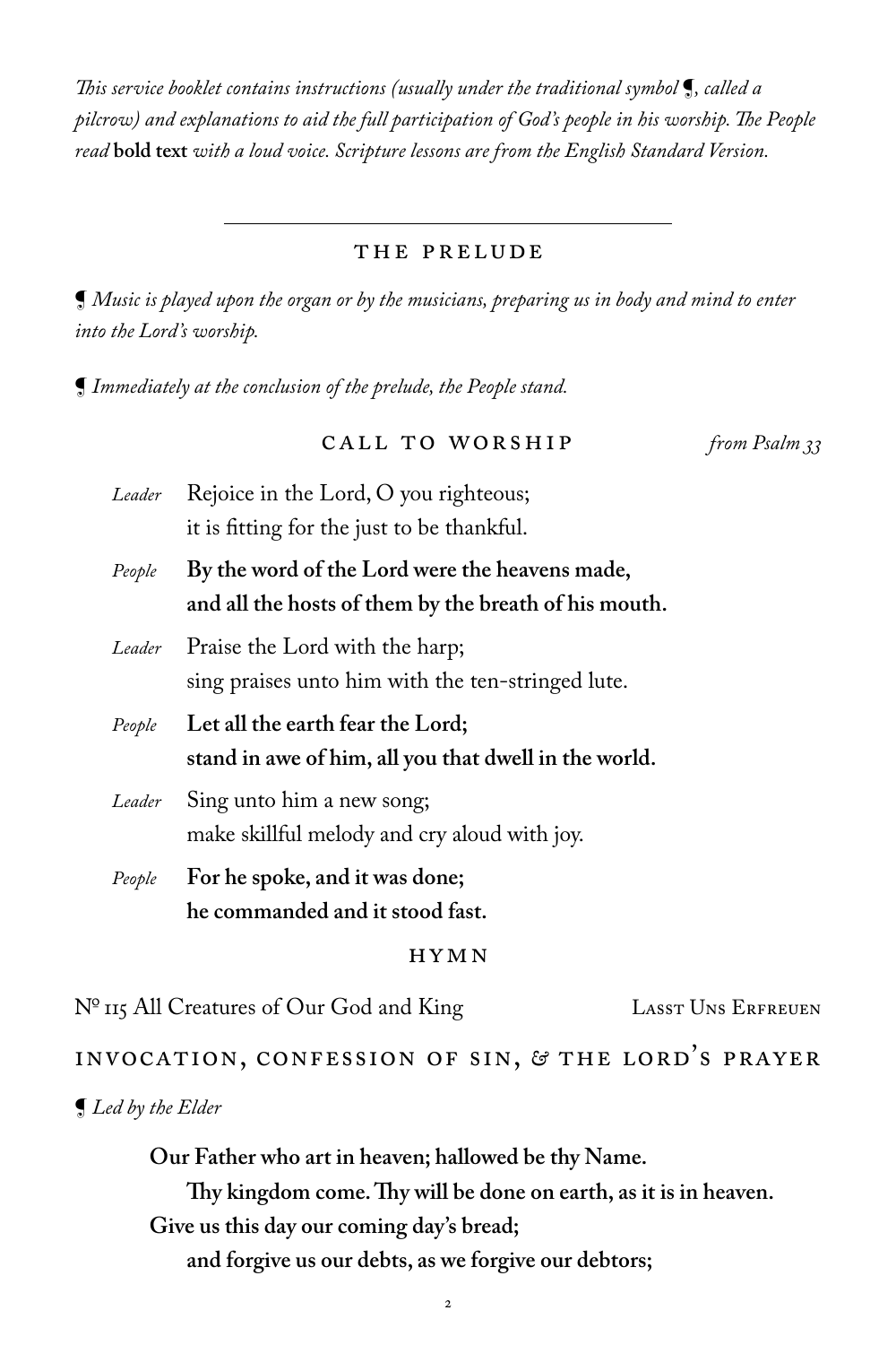*This service booklet contains instructions (usually under the traditional symbol ¶, called a pilcrow) and explanations to aid the full participation of God's people in his worship. The People read* **bold text** *with a loud voice. Scripture lessons are from the English Standard Version.*

---

## THE PRELUDE

¶ *Music is played upon the organ or by the musicians, preparing us in body and mind to enter into the Lord's worship.*

¶ *Immediately at the conclusion of the prelude, the People stand.*

## CALL TO WORSHIP *from Psalm 33*

*Leader* Rejoice in the Lord, O you righteous;
it is fitting for the just to be thankful.

*People* **By the word of the Lord were the heavens made,
and all the hosts of them by the breath of his mouth.**

*Leader* Praise the Lord with the harp;
sing praises unto him with the ten-stringed lute.

*People* **Let all the earth fear the Lord;
stand in awe of him, all you that dwell in the world.**

*Leader* Sing unto him a new song;
make skillful melody and cry aloud with joy.

*People* **For he spoke, and it was done;
he commanded and it stood fast.**

## HYMN

№ 115 All Creatures of Our God and King — Lasst Uns Erfreuen

## INVOCATION, CONFESSION OF SIN, & THE LORD'S PRAYER

¶ *Led by the Elder*

**Our Father who art in heaven; hallowed be thy Name.
Thy kingdom come. Thy will be done on earth, as it is in heaven.
Give us this day our coming day's bread;
and forgive us our debts, as we forgive our debtors;**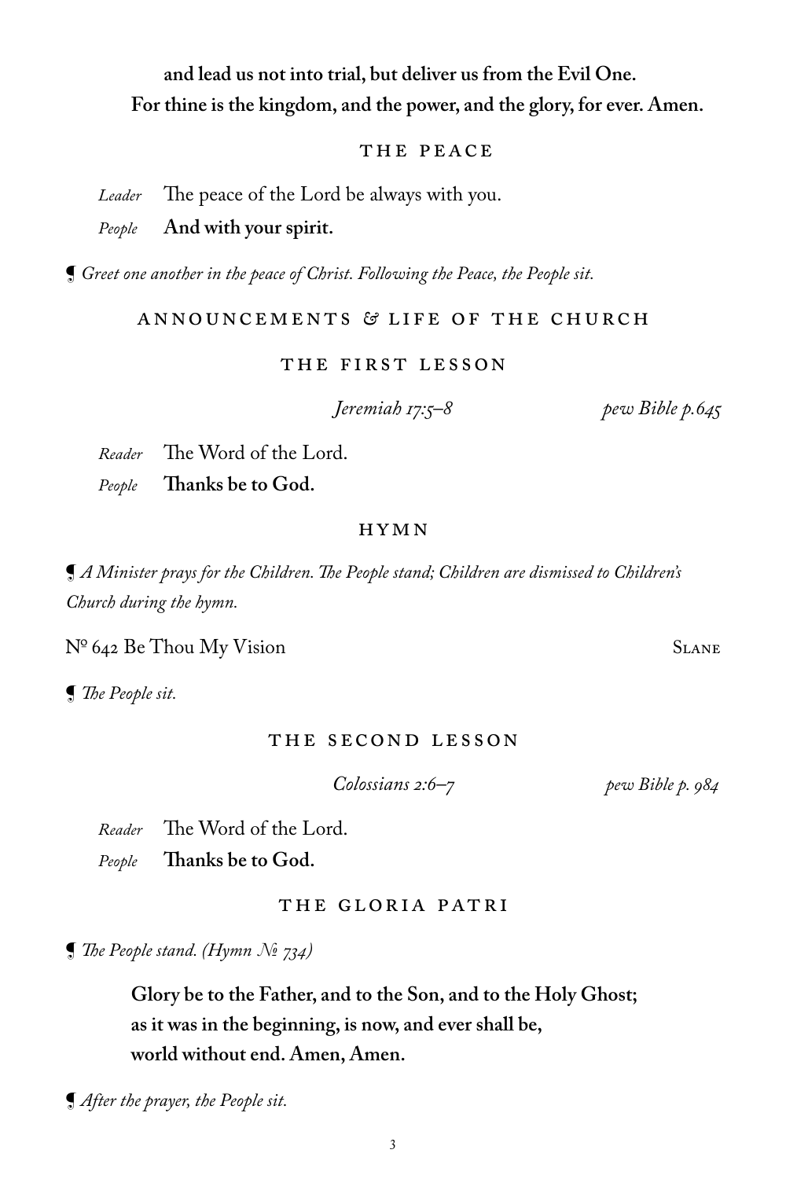**and lead us not into trial, but deliver us from the Evil One.**
**For thine is the kingdom, and the power, and the glory, for ever. Amen.**

## THE PEACE

*Leader* The peace of the Lord be always with you.

*People* **And with your spirit.**

¶ *Greet one another in the peace of Christ. Following the Peace, the People sit.*

## ANNOUNCEMENTS & LIFE OF THE CHURCH

## THE FIRST LESSON

*Jeremiah 17:5–8* *pew Bible p.645*

*Reader* The Word of the Lord.

*People* **Thanks be to God.**

## HYMN

¶ *A Minister prays for the Children. The People stand; Children are dismissed to Children's Church during the hymn.*

№ 642 Be Thou My Vision Slane

¶ *The People sit.*

## THE SECOND LESSON

*Colossians 2:6–7* *pew Bible p. 984*

*Reader* The Word of the Lord.

*People* **Thanks be to God.**

## THE GLORIA PATRI

¶ *The People stand. (Hymn № 734)*

**Glory be to the Father, and to the Son, and to the Holy Ghost;**
**as it was in the beginning, is now, and ever shall be,**
**world without end. Amen, Amen.**

¶ *After the prayer, the People sit.*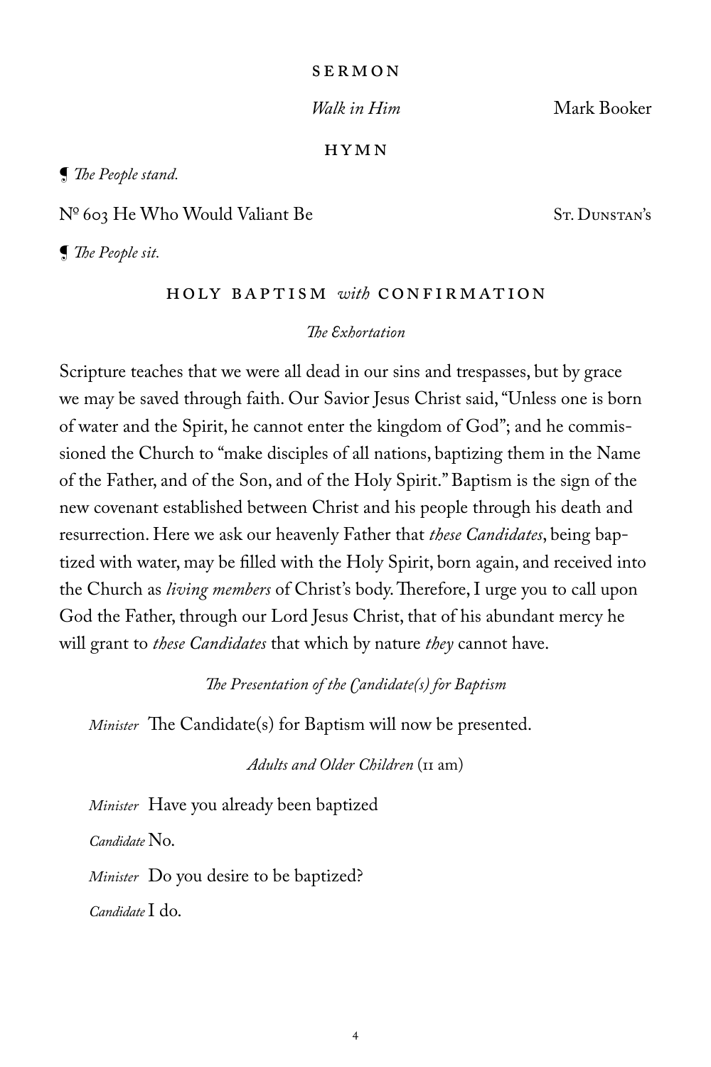## SERMON

*Walk in Him* Mark Booker

## HYMN

¶ *The People stand.*

Nº 603 He Who Would Valiant Be St. Dunstan's

¶ *The People sit.*

## HOLY BAPTISM *with* CONFIRMATION

*The Exhortation*

Scripture teaches that we were all dead in our sins and trespasses, but by grace we may be saved through faith. Our Savior Jesus Christ said, "Unless one is born of water and the Spirit, he cannot enter the kingdom of God"; and he commissioned the Church to "make disciples of all nations, baptizing them in the Name of the Father, and of the Son, and of the Holy Spirit." Baptism is the sign of the new covenant established between Christ and his people through his death and resurrection. Here we ask our heavenly Father that *these Candidates*, being baptized with water, may be filled with the Holy Spirit, born again, and received into the Church as *living members* of Christ's body. Therefore, I urge you to call upon God the Father, through our Lord Jesus Christ, that of his abundant mercy he will grant to *these Candidates* that which by nature *they* cannot have.

*The Presentation of the Candidate(s) for Baptism*

*Minister* The Candidate(s) for Baptism will now be presented.

*Adults and Older Children* (11 am)

*Minister* Have you already been baptized

*Candidate* No.

*Minister* Do you desire to be baptized?

*Candidate* I do.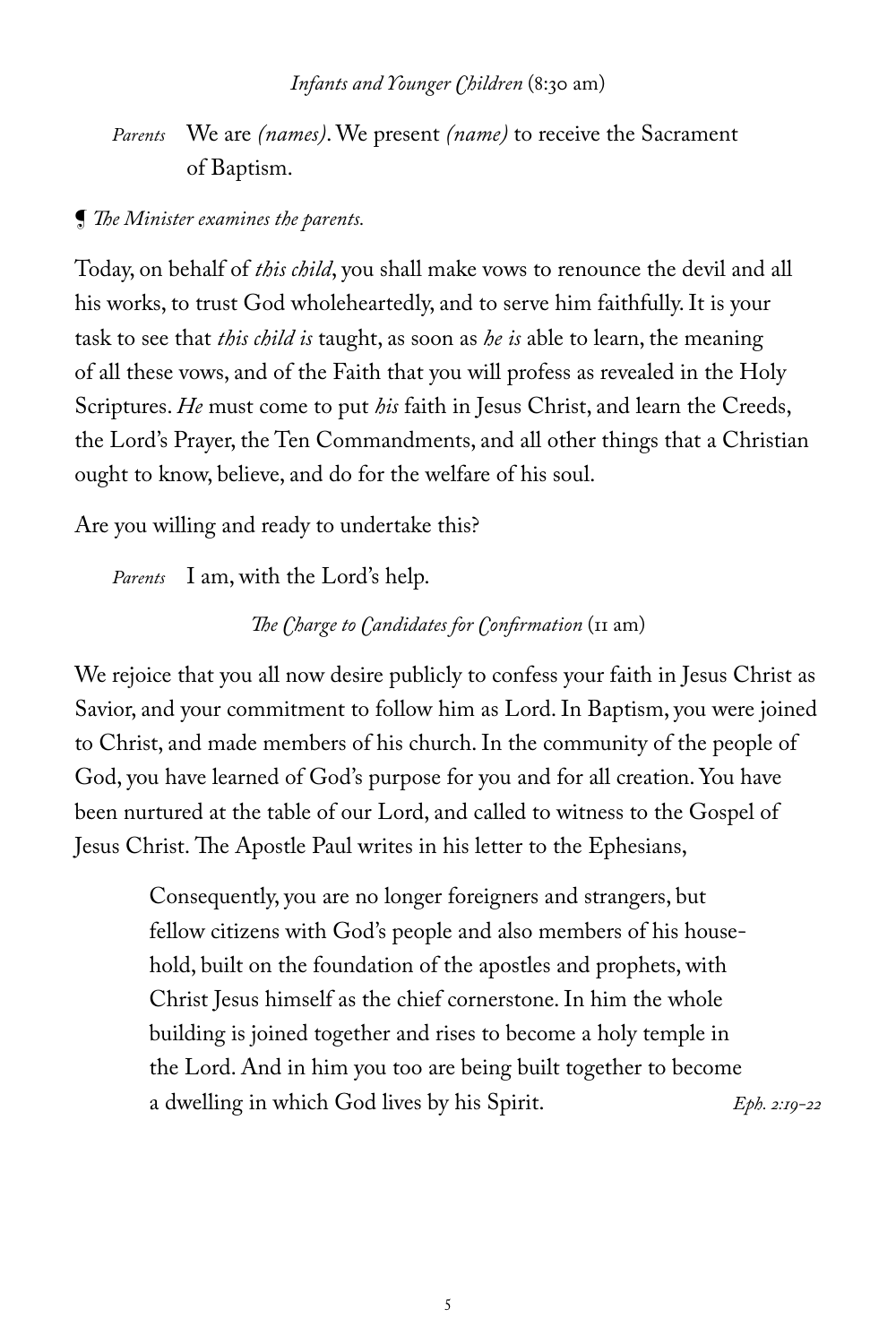*Infants and Younger Children* (8:30 am)

*Parents* We are *(names)*. We present *(name)* to receive the Sacrament of Baptism.

¶ *The Minister examines the parents.*

Today, on behalf of *this child*, you shall make vows to renounce the devil and all his works, to trust God wholeheartedly, and to serve him faithfully. It is your task to see that *this child is* taught, as soon as *he is* able to learn, the meaning of all these vows, and of the Faith that you will profess as revealed in the Holy Scriptures. *He* must come to put *his* faith in Jesus Christ, and learn the Creeds, the Lord's Prayer, the Ten Commandments, and all other things that a Christian ought to know, believe, and do for the welfare of his soul.

Are you willing and ready to undertake this?

*Parents* I am, with the Lord's help.

*The Charge to Candidates for Confirmation* (11 am)

We rejoice that you all now desire publicly to confess your faith in Jesus Christ as Savior, and your commitment to follow him as Lord. In Baptism, you were joined to Christ, and made members of his church. In the community of the people of God, you have learned of God's purpose for you and for all creation. You have been nurtured at the table of our Lord, and called to witness to the Gospel of Jesus Christ. The Apostle Paul writes in his letter to the Ephesians,

> Consequently, you are no longer foreigners and strangers, but fellow citizens with God's people and also members of his household, built on the foundation of the apostles and prophets, with Christ Jesus himself as the chief cornerstone. In him the whole building is joined together and rises to become a holy temple in the Lord. And in him you too are being built together to become a dwelling in which God lives by his Spirit. *Eph. 2:19-22*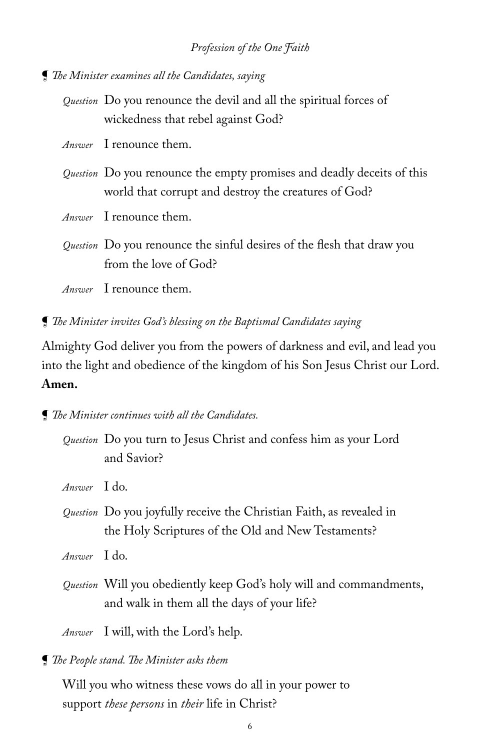*Profession of the One Faith*

¶ *The Minister examines all the Candidates, saying*

*Question* Do you renounce the devil and all the spiritual forces of wickedness that rebel against God?

*Answer* I renounce them.

*Question* Do you renounce the empty promises and deadly deceits of this world that corrupt and destroy the creatures of God?

*Answer* I renounce them.

*Question* Do you renounce the sinful desires of the flesh that draw you from the love of God?

*Answer* I renounce them.

¶ *The Minister invites God's blessing on the Baptismal Candidates saying*

Almighty God deliver you from the powers of darkness and evil, and lead you into the light and obedience of the kingdom of his Son Jesus Christ our Lord. **Amen.**

¶ *The Minister continues with all the Candidates.*

*Question* Do you turn to Jesus Christ and confess him as your Lord and Savior?

*Answer* I do.

*Question* Do you joyfully receive the Christian Faith, as revealed in the Holy Scriptures of the Old and New Testaments?

*Answer* I do.

*Question* Will you obediently keep God's holy will and commandments, and walk in them all the days of your life?

*Answer* I will, with the Lord's help.

¶ *The People stand. The Minister asks them*

Will you who witness these vows do all in your power to support *these persons* in *their* life in Christ?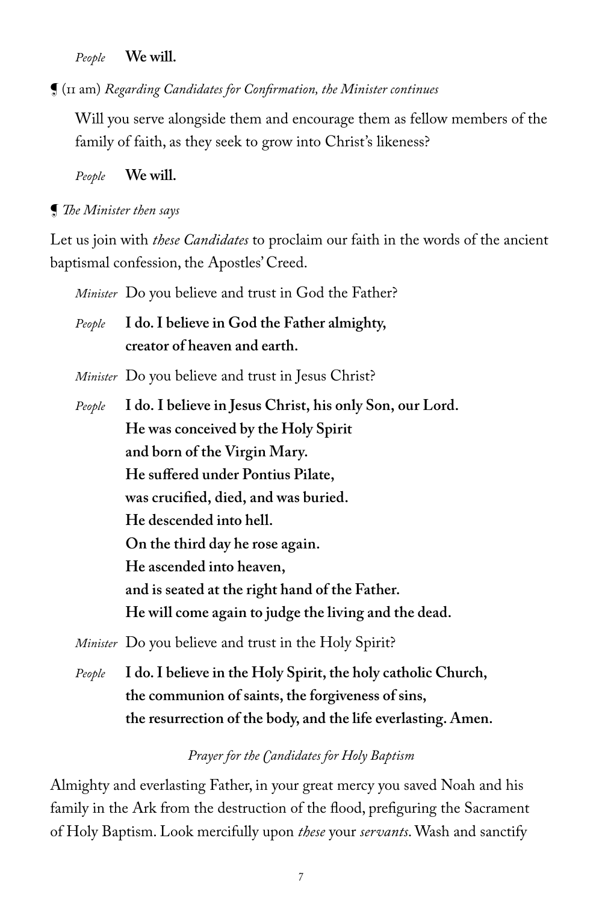*People* **We will.**

¶ (11 am) *Regarding Candidates for Confirmation, the Minister continues*

Will you serve alongside them and encourage them as fellow members of the family of faith, as they seek to grow into Christ's likeness?

*People* **We will.**

¶ *The Minister then says*

Let us join with *these Candidates* to proclaim our faith in the words of the ancient baptismal confession, the Apostles' Creed.

*Minister* Do you believe and trust in God the Father?

*People* **I do. I believe in God the Father almighty,**
**creator of heaven and earth.**

*Minister* Do you believe and trust in Jesus Christ?

*People* **I do. I believe in Jesus Christ, his only Son, our Lord.**
**He was conceived by the Holy Spirit**
**and born of the Virgin Mary.**
**He suffered under Pontius Pilate,**
**was crucified, died, and was buried.**
**He descended into hell.**
**On the third day he rose again.**
**He ascended into heaven,**
**and is seated at the right hand of the Father.**
**He will come again to judge the living and the dead.**

*Minister* Do you believe and trust in the Holy Spirit?

*People* **I do. I believe in the Holy Spirit, the holy catholic Church,**
**the communion of saints, the forgiveness of sins,**
**the resurrection of the body, and the life everlasting. Amen.**

*Prayer for the Candidates for Holy Baptism*

Almighty and everlasting Father, in your great mercy you saved Noah and his family in the Ark from the destruction of the flood, prefiguring the Sacrament of Holy Baptism. Look mercifully upon *these* your *servants*. Wash and sanctify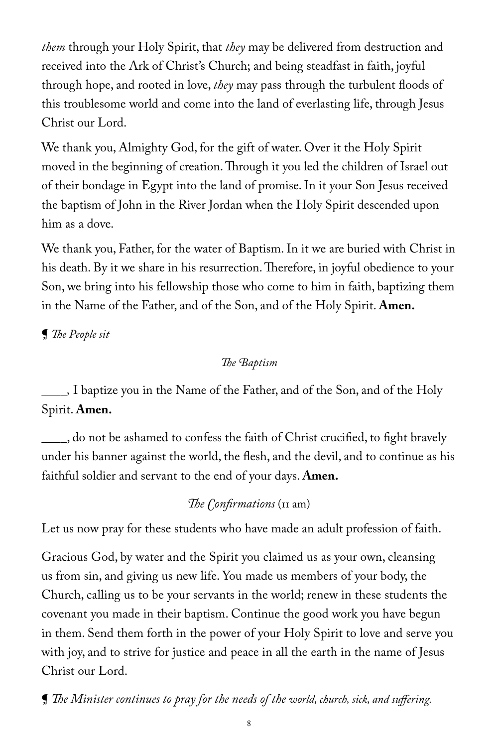*them* through your Holy Spirit, that *they* may be delivered from destruction and received into the Ark of Christ's Church; and being steadfast in faith, joyful through hope, and rooted in love, *they* may pass through the turbulent floods of this troublesome world and come into the land of everlasting life, through Jesus Christ our Lord.

We thank you, Almighty God, for the gift of water. Over it the Holy Spirit moved in the beginning of creation. Through it you led the children of Israel out of their bondage in Egypt into the land of promise. In it your Son Jesus received the baptism of John in the River Jordan when the Holy Spirit descended upon him as a dove.

We thank you, Father, for the water of Baptism. In it we are buried with Christ in his death. By it we share in his resurrection. Therefore, in joyful obedience to your Son, we bring into his fellowship those who come to him in faith, baptizing them in the Name of the Father, and of the Son, and of the Holy Spirit. **Amen.**

¶ *The People sit*

*The Baptism*

____, I baptize you in the Name of the Father, and of the Son, and of the Holy Spirit. **Amen.**

____, do not be ashamed to confess the faith of Christ crucified, to fight bravely under his banner against the world, the flesh, and the devil, and to continue as his faithful soldier and servant to the end of your days. **Amen.**

*The Confirmations* (11 am)

Let us now pray for these students who have made an adult profession of faith.

Gracious God, by water and the Spirit you claimed us as your own, cleansing us from sin, and giving us new life. You made us members of your body, the Church, calling us to be your servants in the world; renew in these students the covenant you made in their baptism. Continue the good work you have begun in them. Send them forth in the power of your Holy Spirit to love and serve you with joy, and to strive for justice and peace in all the earth in the name of Jesus Christ our Lord.

¶ *The Minister continues to pray for the needs of the world, church, sick, and suffering.*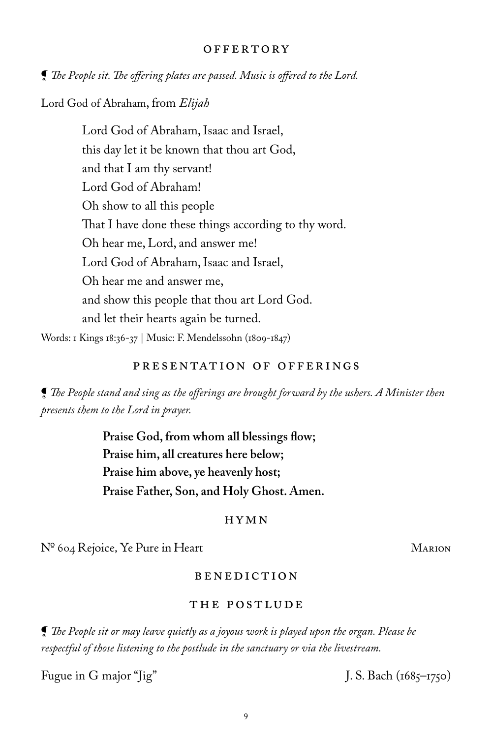## OFFERTORY

*¶ The People sit. The offering plates are passed. Music is offered to the Lord.*

Lord God of Abraham, from *Elijah*

> Lord God of Abraham, Isaac and Israel,
> this day let it be known that thou art God,
> and that I am thy servant!
> Lord God of Abraham!
> Oh show to all this people
> That I have done these things according to thy word.
> Oh hear me, Lord, and answer me!
> Lord God of Abraham, Isaac and Israel,
> Oh hear me and answer me,
> and show this people that thou art Lord God.
> and let their hearts again be turned.

Words: 1 Kings 18:36-37 | Music: F. Mendelssohn (1809-1847)

## PRESENTATION OF OFFERINGS

*¶ The People stand and sing as the offerings are brought forward by the ushers. A Minister then presents them to the Lord in prayer.*

> **Praise God, from whom all blessings flow;**
> **Praise him, all creatures here below;**
> **Praise him above, ye heavenly host;**
> **Praise Father, Son, and Holy Ghost. Amen.**

## HYMN

Nº 604 Rejoice, Ye Pure in Heart — MARION

## BENEDICTION

## THE POSTLUDE

*¶ The People sit or may leave quietly as a joyous work is played upon the organ. Please be respectful of those listening to the postlude in the sanctuary or via the livestream.*

Fugue in G major "Jig" — J. S. Bach (1685–1750)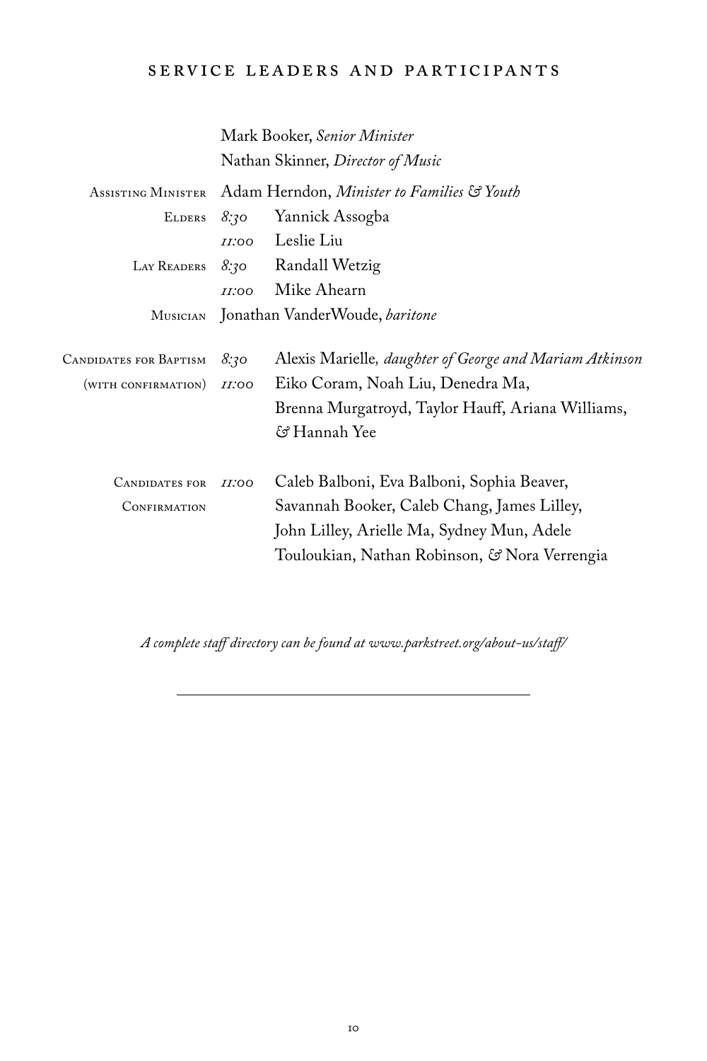## SERVICE LEADERS AND PARTICIPANTS

| | | |
|---|---|---|
| | | Mark Booker, *Senior Minister* |
| | | Nathan Skinner, *Director of Music* |
| ASSISTING MINISTER | | Adam Herndon, *Minister to Families & Youth* |
| ELDERS | *8:30* | Yannick Assogba |
| | *11:00* | Leslie Liu |
| LAY READERS | *8:30* | Randall Wetzig |
| | *11:00* | Mike Ahearn |
| MUSICIAN | | Jonathan VanderWoude, *baritone* |
| CANDIDATES FOR BAPTISM | *8:30* | Alexis Marielle, *daughter of George and Mariam Atkinson* |
| (WITH CONFIRMATION) | *11:00* | Eiko Coram, Noah Liu, Denedra Ma, Brenna Murgatroyd, Taylor Hauff, Ariana Williams, & Hannah Yee |
| CANDIDATES FOR CONFIRMATION | *11:00* | Caleb Balboni, Eva Balboni, Sophia Beaver, Savannah Booker, Caleb Chang, James Lilley, John Lilley, Arielle Ma, Sydney Mun, Adele Touloukian, Nathan Robinson, & Nora Verrengia |

*A complete staff directory can be found at www.parkstreet.org/about-us/staff/*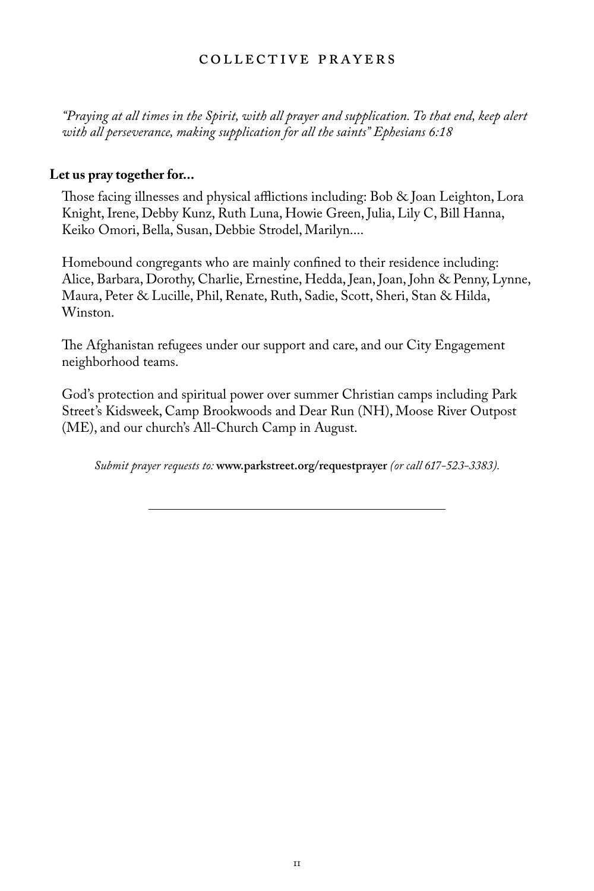# COLLECTIVE PRAYERS

*"Praying at all times in the Spirit, with all prayer and supplication. To that end, keep alert with all perseverance, making supplication for all the saints" Ephesians 6:18*

**Let us pray together for...**

Those facing illnesses and physical afflictions including: Bob & Joan Leighton, Lora Knight, Irene, Debby Kunz, Ruth Luna, Howie Green, Julia, Lily C, Bill Hanna, Keiko Omori, Bella, Susan, Debbie Strodel, Marilyn....

Homebound congregants who are mainly confined to their residence including: Alice, Barbara, Dorothy, Charlie, Ernestine, Hedda, Jean, Joan, John & Penny, Lynne, Maura, Peter & Lucille, Phil, Renate, Ruth, Sadie, Scott, Sheri, Stan & Hilda, Winston.

The Afghanistan refugees under our support and care, and our City Engagement neighborhood teams.

God's protection and spiritual power over summer Christian camps including Park Street's Kidsweek, Camp Brookwoods and Dear Run (NH), Moose River Outpost (ME), and our church's All-Church Camp in August.

*Submit prayer requests to:* **www.parkstreet.org/requestprayer** *(or call 617-523-3383).*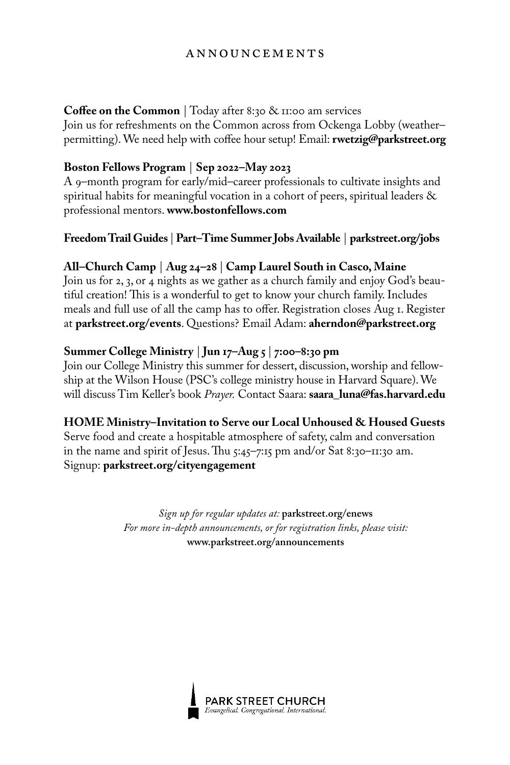# ANNOUNCEMENTS

**Coffee on the Common** | Today after 8:30 & 11:00 am services
Join us for refreshments on the Common across from Ockenga Lobby (weather–permitting). We need help with coffee hour setup! Email: **rwetzig@parkstreet.org**

**Boston Fellows Program | Sep 2022–May 2023**
A 9–month program for early/mid–career professionals to cultivate insights and spiritual habits for meaningful vocation in a cohort of peers, spiritual leaders & professional mentors. **www.bostonfellows.com**

**Freedom Trail Guides | Part–Time Summer Jobs Available | parkstreet.org/jobs**

**All–Church Camp | Aug 24–28 | Camp Laurel South in Casco, Maine**
Join us for 2, 3, or 4 nights as we gather as a church family and enjoy God's beautiful creation! This is a wonderful to get to know your church family. Includes meals and full use of all the camp has to offer. Registration closes Aug 1. Register at **parkstreet.org/events**. Questions? Email Adam: **aherndon@parkstreet.org**

**Summer College Ministry | Jun 17–Aug 5 | 7:00–8:30 pm**
Join our College Ministry this summer for dessert, discussion, worship and fellowship at the Wilson House (PSC's college ministry house in Harvard Square). We will discuss Tim Keller's book *Prayer.* Contact Saara: **saara_luna@fas.harvard.edu**

**HOME Ministry–Invitation to Serve our Local Unhoused & Housed Guests**
Serve food and create a hospitable atmosphere of safety, calm and conversation in the name and spirit of Jesus. Thu 5:45–7:15 pm and/or Sat 8:30–11:30 am. Signup: **parkstreet.org/cityengagement**

*Sign up for regular updates at:* **parkstreet.org/enews**
*For more in-depth announcements, or for registration links, please visit:*
**www.parkstreet.org/announcements**

PARK STREET CHURCH
*Evangelical. Congregational. International.*